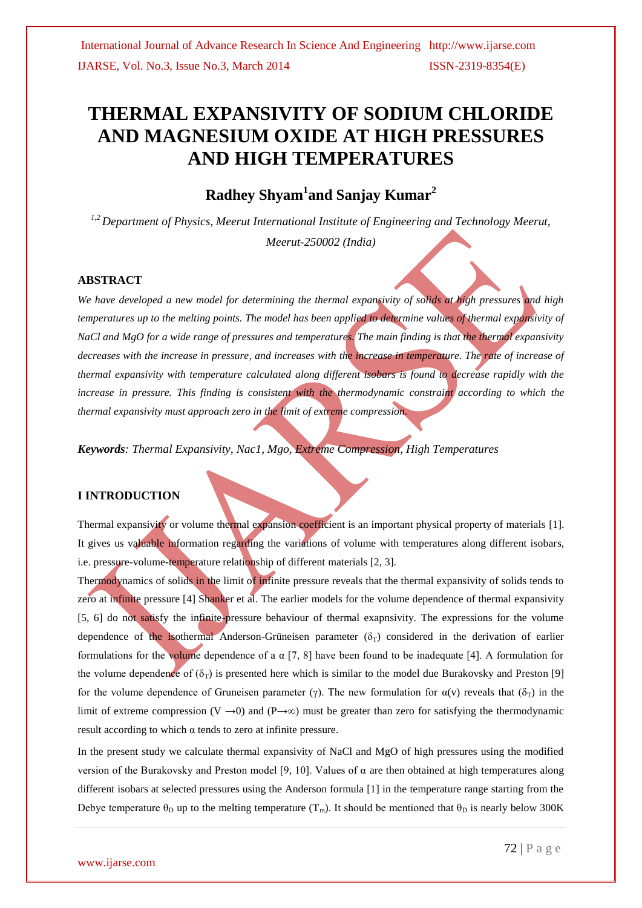# THERMAL EXPANSIVITY OF SODIUM CHLORIDE AND MAGNESIUM OXIDE AT HIGH PRESSURES AND HIGH TEMPERATURES

## Radhey Shyam[1]and Sanjay Kumar[2]

*[1,2] Department of Physics, Meerut International Institute of Engineering and Technology Meerut, Meerut-250002 (India)*

### ABSTRACT

*We have developed a new model for determining the thermal expansivity of solids at high pressures and high temperatures up to the melting points. The model has been applied to determine values of thermal expansivity of NaCl and MgO for a wide range of pressures and temperatures. The main finding is that the thermal expansivity decreases with the increase in pressure, and increases with the increase in temperature. The rate of increase of thermal expansivity with temperature calculated along different isobars is found to decrease rapidly with the increase in pressure. This finding is consistent with the thermodynamic constraint according to which the thermal expansivity must approach zero in the limit of extreme compression.*

***Keywords****: Thermal Expansivity, Nac1, Mgo, Extreme Compression, High Temperatures*

### I INTRODUCTION

Thermal expansivity or volume thermal expansion coefficient is an important physical property of materials [1]. It gives us valuable information regarding the variations of volume with temperatures along different isobars, i.e. pressure-volume-temperature relationship of different materials [2, 3].

Thermodynamics of solids in the limit of infinite pressure reveals that the thermal expansivity of solids tends to zero at infinite pressure [4] Shanker et al. The earlier models for the volume dependence of thermal expansivity [5, 6] do not satisfy the infinite-pressure behaviour of thermal exapnsivity. The expressions for the volume dependence of the isothermal Anderson-Grüneisen parameter ($\delta_T$) considered in the derivation of earlier formulations for the volume dependence of a $\alpha$ [7, 8] have been found to be inadequate [4]. A formulation for the volume dependence of ($\delta_T$) is presented here which is similar to the model due Burakovsky and Preston [9] for the volume dependence of Gruneisen parameter ($\gamma$). The new formulation for $\alpha(v)$ reveals that ($\delta_T$) in the limit of extreme compression ($V \rightarrow 0$) and ($P \rightarrow \infty$) must be greater than zero for satisfying the thermodynamic result according to which $\alpha$ tends to zero at infinite pressure.

In the present study we calculate thermal expansivity of NaCl and MgO of high pressures using the modified version of the Burakovsky and Preston model [9, 10]. Values of $\alpha$ are then obtained at high temperatures along different isobars at selected pressures using the Anderson formula [1] in the temperature range starting from the Debye temperature $\theta_D$ up to the melting temperature ($T_m$). It should be mentioned that $\theta_D$ is nearly below 300K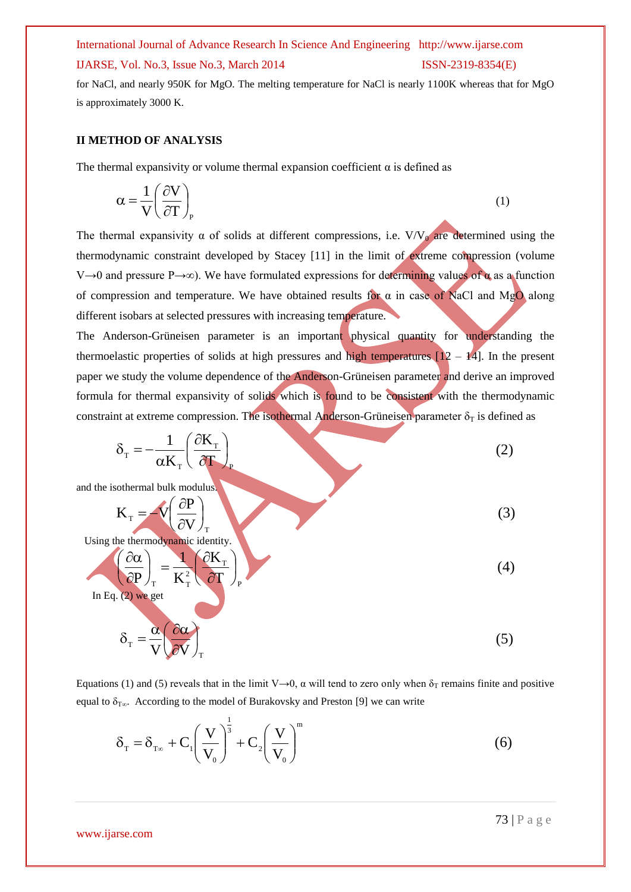for NaCl, and nearly 950K for MgO. The melting temperature for NaCl is nearly 1100K whereas that for MgO is approximately 3000 K.

## II METHOD OF ANALYSIS

The thermal expansivity or volume thermal expansion coefficient α is defined as

$$\alpha = \frac{1}{V}\left(\frac{\partial V}{\partial T}\right)_P \tag{1}$$

The thermal expansivity α of solids at different compressions, i.e. $V/V_0$ are determined using the thermodynamic constraint developed by Stacey [11] in the limit of extreme compression (volume $V \rightarrow 0$ and pressure $P \rightarrow \infty$). We have formulated expressions for determining values of α as a function of compression and temperature. We have obtained results for α in case of NaCl and MgO along different isobars at selected pressures with increasing temperature.

The Anderson-Grüneisen parameter is an important physical quantity for understanding the thermoelastic properties of solids at high pressures and high temperatures [12 – 14]. In the present paper we study the volume dependence of the Anderson-Grüneisen parameter and derive an improved formula for thermal expansivity of solids which is found to be consistent with the thermodynamic constraint at extreme compression. The isothermal Anderson-Grüneisen parameter $\delta_T$ is defined as

$$\delta_T = -\frac{1}{\alpha K_T}\left(\frac{\partial K_T}{\partial T}\right)_P \tag{2}$$

and the isothermal bulk modulus.

$$K_T = -V\left(\frac{\partial P}{\partial V}\right)_T \tag{3}$$

Using the thermodynamic identity.

$$\left(\frac{\partial \alpha}{\partial P}\right)_T = \frac{1}{K_T^2}\left(\frac{\partial K_T}{\partial T}\right)_P \tag{4}$$

In Eq. (2) we get

$$\delta_T = \frac{\alpha}{V}\left(\frac{\partial \alpha}{\partial V}\right)_T \tag{5}$$

Equations (1) and (5) reveals that in the limit $V \rightarrow 0$, α will tend to zero only when $\delta_T$ remains finite and positive equal to $\delta_{T\infty}$. According to the model of Burakovsky and Preston [9] we can write

$$\delta_T = \delta_{T\infty} + C_1\left(\frac{V}{V_0}\right)^{\frac{1}{3}} + C_2\left(\frac{V}{V_0}\right)^m \tag{6}$$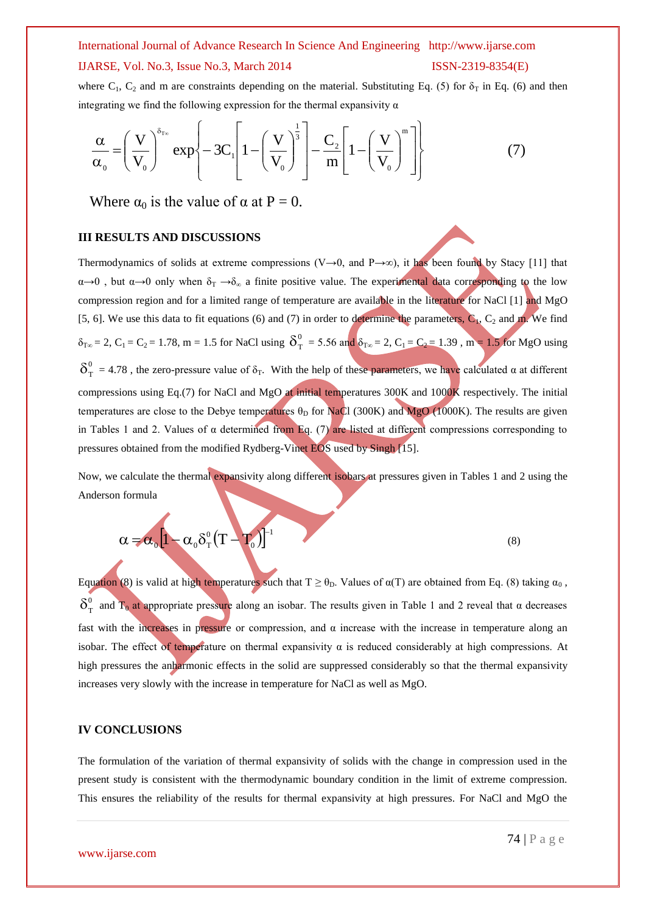where $C_1$, $C_2$ and m are constraints depending on the material. Substituting Eq. (5) for $\delta_T$ in Eq. (6) and then integrating we find the following expression for the thermal expansivity α

$$\frac{\alpha}{\alpha_0} = \left(\frac{V}{V_0}\right)^{\delta_{T\infty}} \exp\left\{-3C_1\left[1-\left(\frac{V}{V_0}\right)^{\frac{1}{3}}\right] - \frac{C_2}{m}\left[1-\left(\frac{V}{V_0}\right)^{m}\right]\right\} \tag{7}$$

Where $\alpha_0$ is the value of α at P = 0.

## III RESULTS AND DISCUSSIONS

Thermodynamics of solids at extreme compressions ($V\to 0$, and $P\to\infty$), it has been found by Stacy [11] that $\alpha\to 0$ , but $\alpha\to 0$ only when $\delta_T \to \delta_\infty$ a finite positive value. The experimental data corresponding to the low compression region and for a limited range of temperature are available in the literature for NaCl [1] and MgO [5, 6]. We use this data to fit equations (6) and (7) in order to determine the parameters, $C_1$, $C_2$ and m. We find $\delta_{T\infty} = 2$, $C_1 = C_2 = 1.78$, m = 1.5 for NaCl using $\delta_T^0 = 5.56$ and $\delta_{T\infty} = 2$, $C_1 = C_2 = 1.39$ , m = 1.5 for MgO using $\delta_T^0 = 4.78$ , the zero-pressure value of $\delta_T$. With the help of these parameters, we have calculated α at different compressions using Eq.(7) for NaCl and MgO at initial temperatures 300K and 1000K respectively. The initial temperatures are close to the Debye temperatures $\theta_D$ for NaCl (300K) and MgO (1000K). The results are given in Tables 1 and 2. Values of α determined from Eq. (7) are listed at different compressions corresponding to pressures obtained from the modified Rydberg-Vinet EOS used by Singh [15].

Now, we calculate the thermal expansivity along different isobars at pressures given in Tables 1 and 2 using the Anderson formula

$$\alpha = \alpha_0\left[1 - \alpha_0\delta_T^0\left(T - T_0\right)\right]^{-1} \tag{8}$$

Equation (8) is valid at high temperatures such that $T \geq \theta_D$. Values of $\alpha(T)$ are obtained from Eq. (8) taking $\alpha_0$ , $\delta_T^0$ and $T_0$ at appropriate pressure along an isobar. The results given in Table 1 and 2 reveal that α decreases fast with the increases in pressure or compression, and α increase with the increase in temperature along an isobar. The effect of temperature on thermal expansivity α is reduced considerably at high compressions. At high pressures the anharmonic effects in the solid are suppressed considerably so that the thermal expansivity increases very slowly with the increase in temperature for NaCl as well as MgO.

## IV CONCLUSIONS

The formulation of the variation of thermal expansivity of solids with the change in compression used in the present study is consistent with the thermodynamic boundary condition in the limit of extreme compression. This ensures the reliability of the results for thermal expansivity at high pressures. For NaCl and MgO the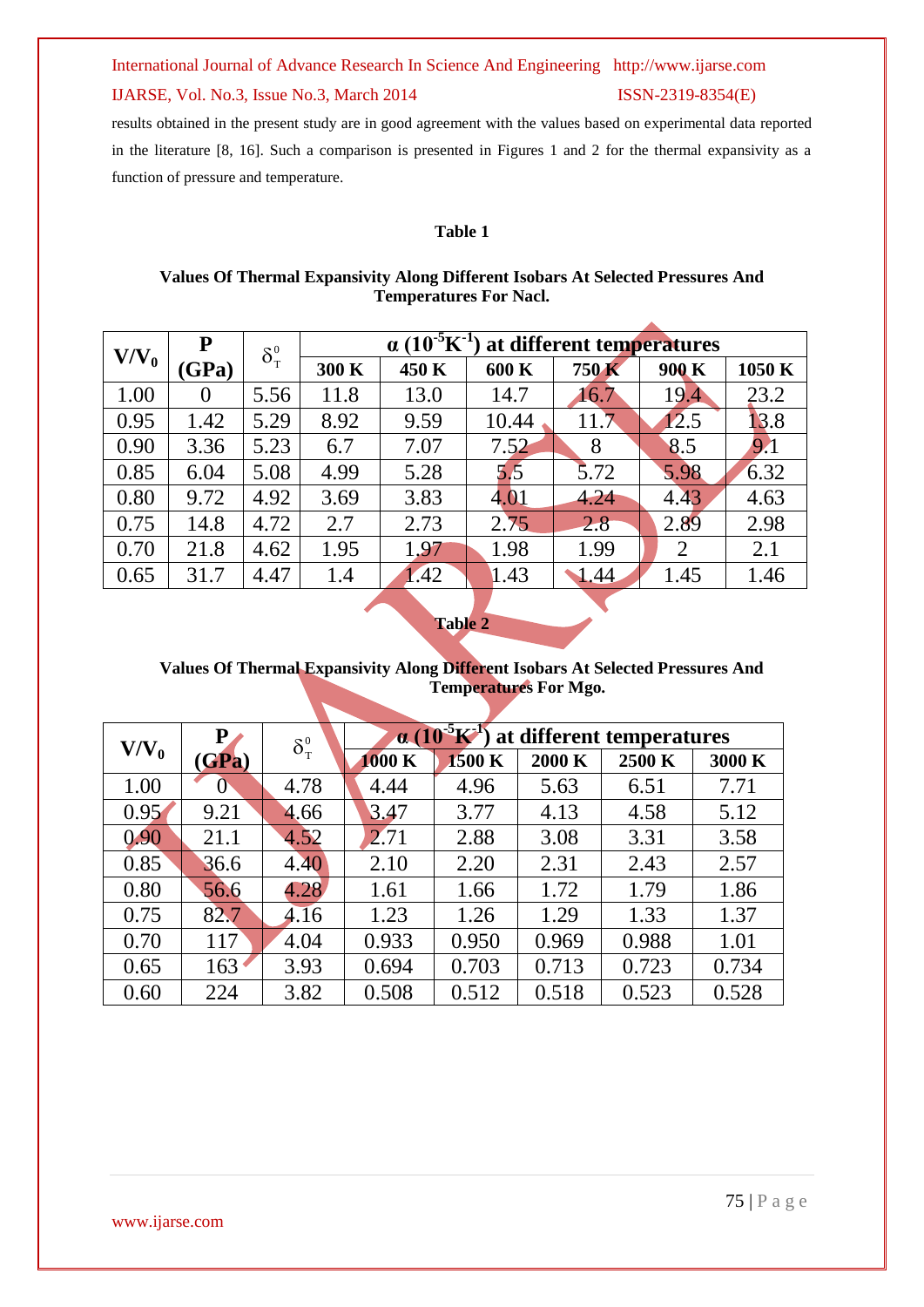results obtained in the present study are in good agreement with the values based on experimental data reported in the literature [8, 16]. Such a comparison is presented in Figures 1 and 2 for the thermal expansivity as a function of pressure and temperature.

**Table 1**

**Values Of Thermal Expansivity Along Different Isobars At Selected Pressures And Temperatures For Nacl.**

| $V/V_0$ | P (GPa) | $\delta_T^0$ | $\alpha$ ($10^{-5}K^{-1}$) at different temperatures | | | | | |
|---|---|---|---|---|---|---|---|---|
| | | | 300 K | 450 K | 600 K | 750 K | 900 K | 1050 K |
| 1.00 | 0 | 5.56 | 11.8 | 13.0 | 14.7 | 16.7 | 19.4 | 23.2 |
| 0.95 | 1.42 | 5.29 | 8.92 | 9.59 | 10.44 | 11.7 | 12.5 | 13.8 |
| 0.90 | 3.36 | 5.23 | 6.7 | 7.07 | 7.52 | 8 | 8.5 | 9.1 |
| 0.85 | 6.04 | 5.08 | 4.99 | 5.28 | 5.5 | 5.72 | 5.98 | 6.32 |
| 0.80 | 9.72 | 4.92 | 3.69 | 3.83 | 4.01 | 4.24 | 4.43 | 4.63 |
| 0.75 | 14.8 | 4.72 | 2.7 | 2.73 | 2.75 | 2.8 | 2.89 | 2.98 |
| 0.70 | 21.8 | 4.62 | 1.95 | 1.97 | 1.98 | 1.99 | 2 | 2.1 |
| 0.65 | 31.7 | 4.47 | 1.4 | 1.42 | 1.43 | 1.44 | 1.45 | 1.46 |

**Table 2**

**Values Of Thermal Expansivity Along Different Isobars At Selected Pressures And Temperatures For Mgo.**

| $V/V_0$ | P (GPa) | $\delta_T^0$ | $\alpha$ ($10^{-5}K^{-1}$) at different temperatures | | | | |
|---|---|---|---|---|---|---|---|
| | | | 1000 K | 1500 K | 2000 K | 2500 K | 3000 K |
| 1.00 | 0 | 4.78 | 4.44 | 4.96 | 5.63 | 6.51 | 7.71 |
| 0.95 | 9.21 | 4.66 | 3.47 | 3.77 | 4.13 | 4.58 | 5.12 |
| 0.90 | 21.1 | 4.52 | 2.71 | 2.88 | 3.08 | 3.31 | 3.58 |
| 0.85 | 36.6 | 4.40 | 2.10 | 2.20 | 2.31 | 2.43 | 2.57 |
| 0.80 | 56.6 | 4.28 | 1.61 | 1.66 | 1.72 | 1.79 | 1.86 |
| 0.75 | 82.7 | 4.16 | 1.23 | 1.26 | 1.29 | 1.33 | 1.37 |
| 0.70 | 117 | 4.04 | 0.933 | 0.950 | 0.969 | 0.988 | 1.01 |
| 0.65 | 163 | 3.93 | 0.694 | 0.703 | 0.713 | 0.723 | 0.734 |
| 0.60 | 224 | 3.82 | 0.508 | 0.512 | 0.518 | 0.523 | 0.528 |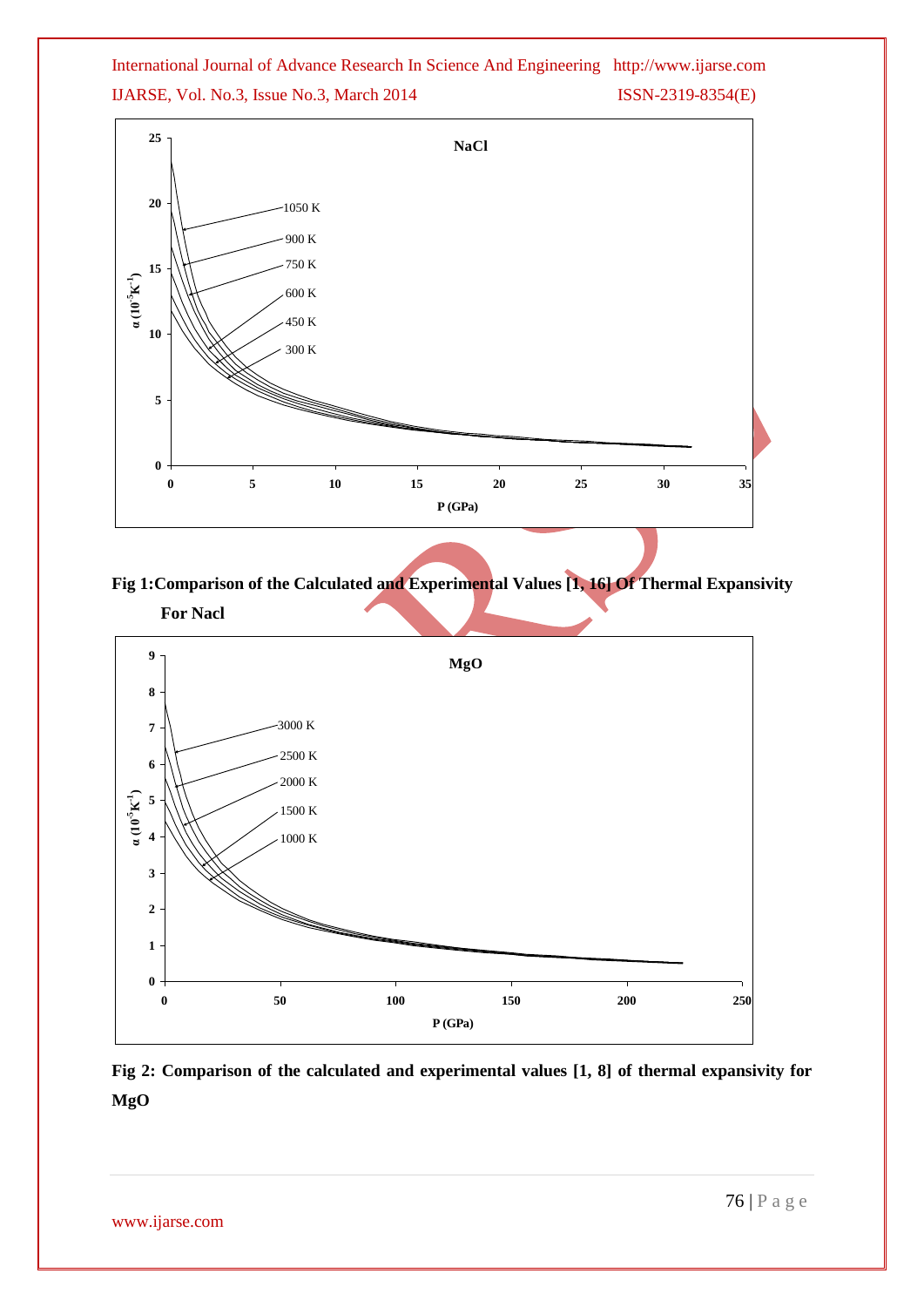**Fig 1:Comparison of the Calculated and Experimental Values [1, 16] Of Thermal Expansivity For Nacl**

**Fig 2: Comparison of the calculated and experimental values [1, 8] of thermal expansivity for MgO**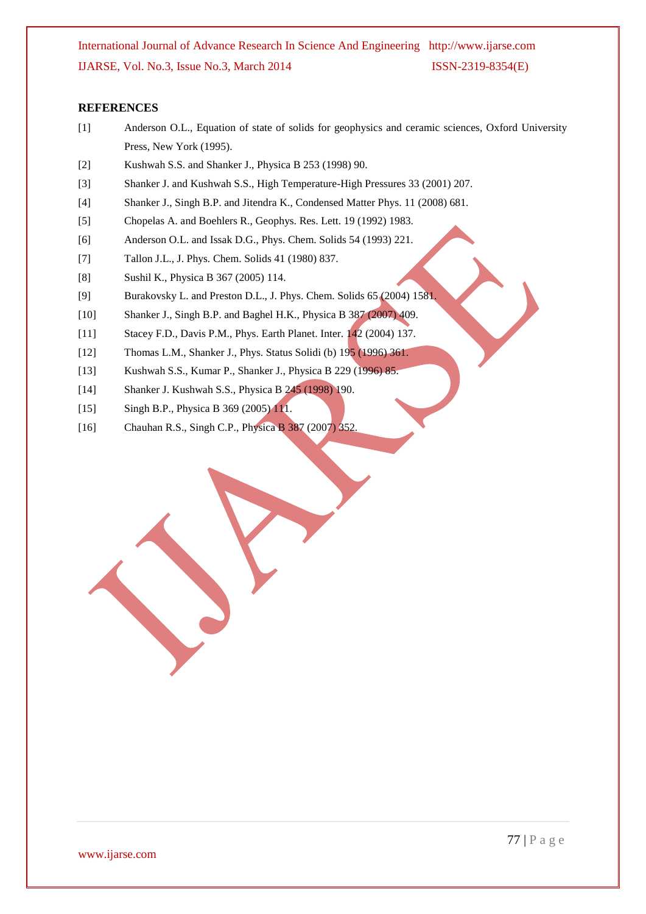## REFERENCES

[1] Anderson O.L., Equation of state of solids for geophysics and ceramic sciences, Oxford University Press, New York (1995).

[2] Kushwah S.S. and Shanker J., Physica B 253 (1998) 90.

[3] Shanker J. and Kushwah S.S., High Temperature-High Pressures 33 (2001) 207.

[4] Shanker J., Singh B.P. and Jitendra K., Condensed Matter Phys. 11 (2008) 681.

[5] Chopelas A. and Boehlers R., Geophys. Res. Lett. 19 (1992) 1983.

[6] Anderson O.L. and Issak D.G., Phys. Chem. Solids 54 (1993) 221.

[7] Tallon J.L., J. Phys. Chem. Solids 41 (1980) 837.

[8] Sushil K., Physica B 367 (2005) 114.

[9] Burakovsky L. and Preston D.L., J. Phys. Chem. Solids 65 (2004) 1581.

[10] Shanker J., Singh B.P. and Baghel H.K., Physica B 387 (2007) 409.

[11] Stacey F.D., Davis P.M., Phys. Earth Planet. Inter. 142 (2004) 137.

[12] Thomas L.M., Shanker J., Phys. Status Solidi (b) 195 (1996) 361.

[13] Kushwah S.S., Kumar P., Shanker J., Physica B 229 (1996) 85.

[14] Shanker J. Kushwah S.S., Physica B 245 (1998) 190.

[15] Singh B.P., Physica B 369 (2005) 111.

[16] Chauhan R.S., Singh C.P., Physica B 387 (2007) 352.